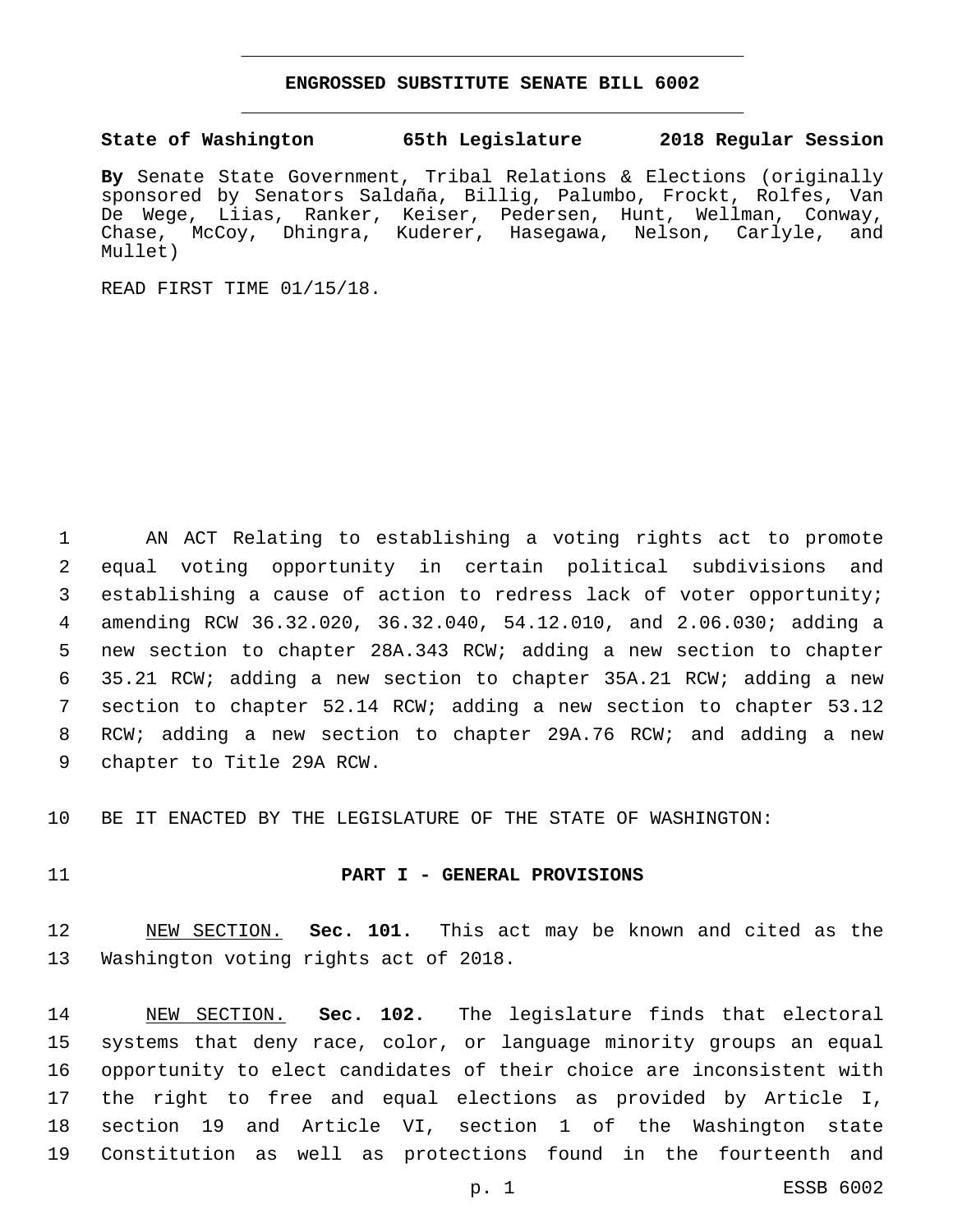# ENGROSSED SUBSTITUTE SENATE BILL 6002

**State of Washington 65th Legislature 2018 Regular Session**

**By** Senate State Government, Tribal Relations & Elections (originally sponsored by Senators Saldaña, Billig, Palumbo, Frockt, Rolfes, Van De Wege, Liias, Ranker, Keiser, Pedersen, Hunt, Wellman, Conway, Chase, McCoy, Dhingra, Kuderer, Hasegawa, Nelson, Carlyle, and Mullet)

READ FIRST TIME 01/15/18.

AN ACT Relating to establishing a voting rights act to promote equal voting opportunity in certain political subdivisions and establishing a cause of action to redress lack of voter opportunity; amending RCW 36.32.020, 36.32.040, 54.12.010, and 2.06.030; adding a new section to chapter 28A.343 RCW; adding a new section to chapter 35.21 RCW; adding a new section to chapter 35A.21 RCW; adding a new section to chapter 52.14 RCW; adding a new section to chapter 53.12 RCW; adding a new section to chapter 29A.76 RCW; and adding a new chapter to Title 29A RCW.

BE IT ENACTED BY THE LEGISLATURE OF THE STATE OF WASHINGTON:

## PART I - GENERAL PROVISIONS

NEW SECTION. **Sec. 101.** This act may be known and cited as the Washington voting rights act of 2018.

NEW SECTION. **Sec. 102.** The legislature finds that electoral systems that deny race, color, or language minority groups an equal opportunity to elect candidates of their choice are inconsistent with the right to free and equal elections as provided by Article I, section 19 and Article VI, section 1 of the Washington state Constitution as well as protections found in the fourteenth and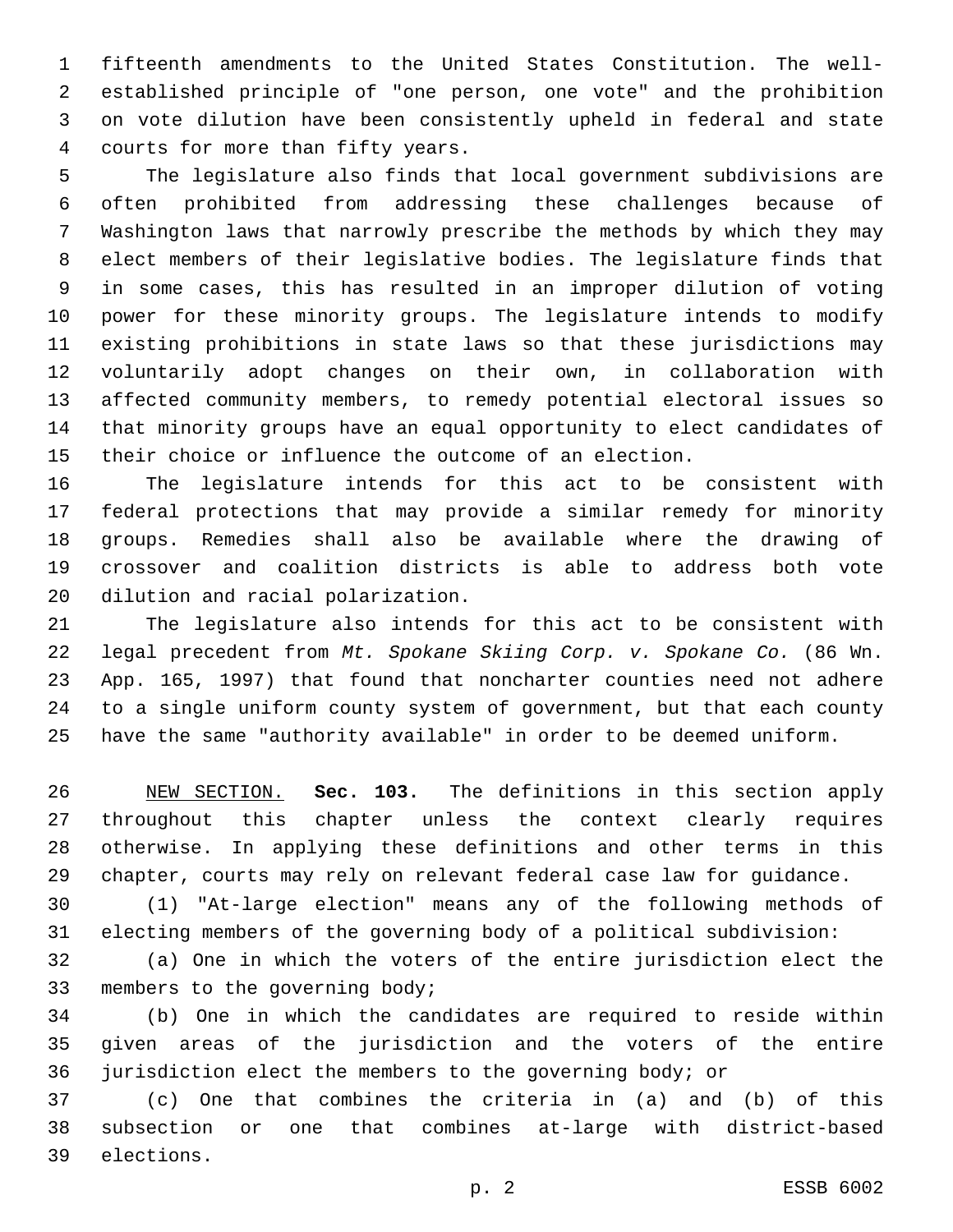fifteenth amendments to the United States Constitution. The well-established principle of "one person, one vote" and the prohibition on vote dilution have been consistently upheld in federal and state courts for more than fifty years.

The legislature also finds that local government subdivisions are often prohibited from addressing these challenges because of Washington laws that narrowly prescribe the methods by which they may elect members of their legislative bodies. The legislature finds that in some cases, this has resulted in an improper dilution of voting power for these minority groups. The legislature intends to modify existing prohibitions in state laws so that these jurisdictions may voluntarily adopt changes on their own, in collaboration with affected community members, to remedy potential electoral issues so that minority groups have an equal opportunity to elect candidates of their choice or influence the outcome of an election.

The legislature intends for this act to be consistent with federal protections that may provide a similar remedy for minority groups. Remedies shall also be available where the drawing of crossover and coalition districts is able to address both vote dilution and racial polarization.

The legislature also intends for this act to be consistent with legal precedent from *Mt. Spokane Skiing Corp. v. Spokane Co.* (86 Wn. App. 165, 1997) that found that noncharter counties need not adhere to a single uniform county system of government, but that each county have the same "authority available" in order to be deemed uniform.

NEW SECTION. **Sec. 103.** The definitions in this section apply throughout this chapter unless the context clearly requires otherwise. In applying these definitions and other terms in this chapter, courts may rely on relevant federal case law for guidance.

(1) "At-large election" means any of the following methods of electing members of the governing body of a political subdivision:

(a) One in which the voters of the entire jurisdiction elect the members to the governing body;

(b) One in which the candidates are required to reside within given areas of the jurisdiction and the voters of the entire jurisdiction elect the members to the governing body; or

(c) One that combines the criteria in (a) and (b) of this subsection or one that combines at-large with district-based elections.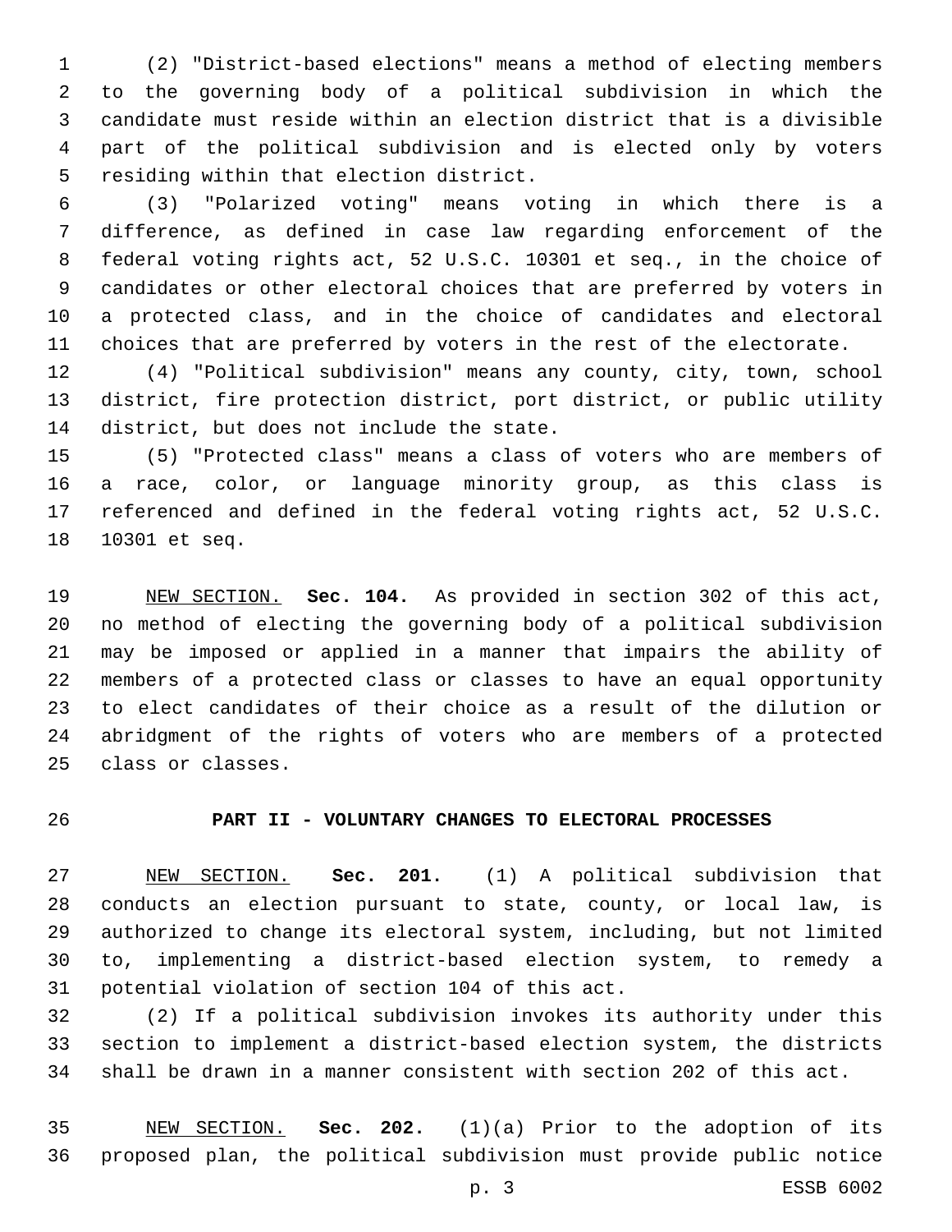(2) "District-based elections" means a method of electing members to the governing body of a political subdivision in which the candidate must reside within an election district that is a divisible part of the political subdivision and is elected only by voters residing within that election district.

(3) "Polarized voting" means voting in which there is a difference, as defined in case law regarding enforcement of the federal voting rights act, 52 U.S.C. 10301 et seq., in the choice of candidates or other electoral choices that are preferred by voters in a protected class, and in the choice of candidates and electoral choices that are preferred by voters in the rest of the electorate.

(4) "Political subdivision" means any county, city, town, school district, fire protection district, port district, or public utility district, but does not include the state.

(5) "Protected class" means a class of voters who are members of a race, color, or language minority group, as this class is referenced and defined in the federal voting rights act, 52 U.S.C. 10301 et seq.

NEW SECTION. **Sec. 104.** As provided in section 302 of this act, no method of electing the governing body of a political subdivision may be imposed or applied in a manner that impairs the ability of members of a protected class or classes to have an equal opportunity to elect candidates of their choice as a result of the dilution or abridgment of the rights of voters who are members of a protected class or classes.

## PART II - VOLUNTARY CHANGES TO ELECTORAL PROCESSES

NEW SECTION. **Sec. 201.** (1) A political subdivision that conducts an election pursuant to state, county, or local law, is authorized to change its electoral system, including, but not limited to, implementing a district-based election system, to remedy a potential violation of section 104 of this act.

(2) If a political subdivision invokes its authority under this section to implement a district-based election system, the districts shall be drawn in a manner consistent with section 202 of this act.

NEW SECTION. **Sec. 202.** (1)(a) Prior to the adoption of its proposed plan, the political subdivision must provide public notice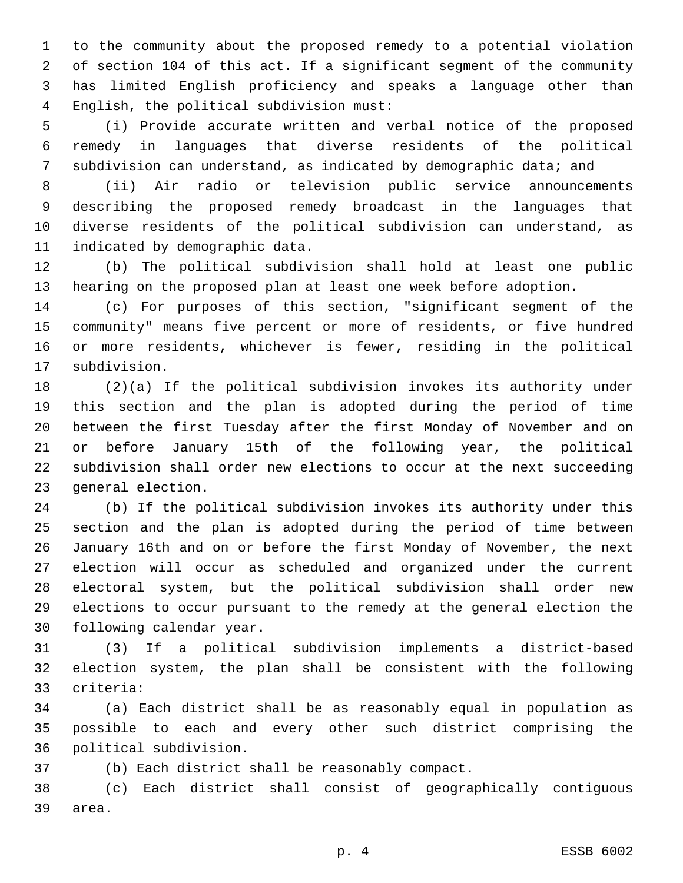to the community about the proposed remedy to a potential violation of section 104 of this act. If a significant segment of the community has limited English proficiency and speaks a language other than English, the political subdivision must:

(i) Provide accurate written and verbal notice of the proposed remedy in languages that diverse residents of the political subdivision can understand, as indicated by demographic data; and

(ii) Air radio or television public service announcements describing the proposed remedy broadcast in the languages that diverse residents of the political subdivision can understand, as indicated by demographic data.

(b) The political subdivision shall hold at least one public hearing on the proposed plan at least one week before adoption.

(c) For purposes of this section, "significant segment of the community" means five percent or more of residents, or five hundred or more residents, whichever is fewer, residing in the political subdivision.

(2)(a) If the political subdivision invokes its authority under this section and the plan is adopted during the period of time between the first Tuesday after the first Monday of November and on or before January 15th of the following year, the political subdivision shall order new elections to occur at the next succeeding general election.

(b) If the political subdivision invokes its authority under this section and the plan is adopted during the period of time between January 16th and on or before the first Monday of November, the next election will occur as scheduled and organized under the current electoral system, but the political subdivision shall order new elections to occur pursuant to the remedy at the general election the following calendar year.

(3) If a political subdivision implements a district-based election system, the plan shall be consistent with the following criteria:

(a) Each district shall be as reasonably equal in population as possible to each and every other such district comprising the political subdivision.

(b) Each district shall be reasonably compact.

(c) Each district shall consist of geographically contiguous area.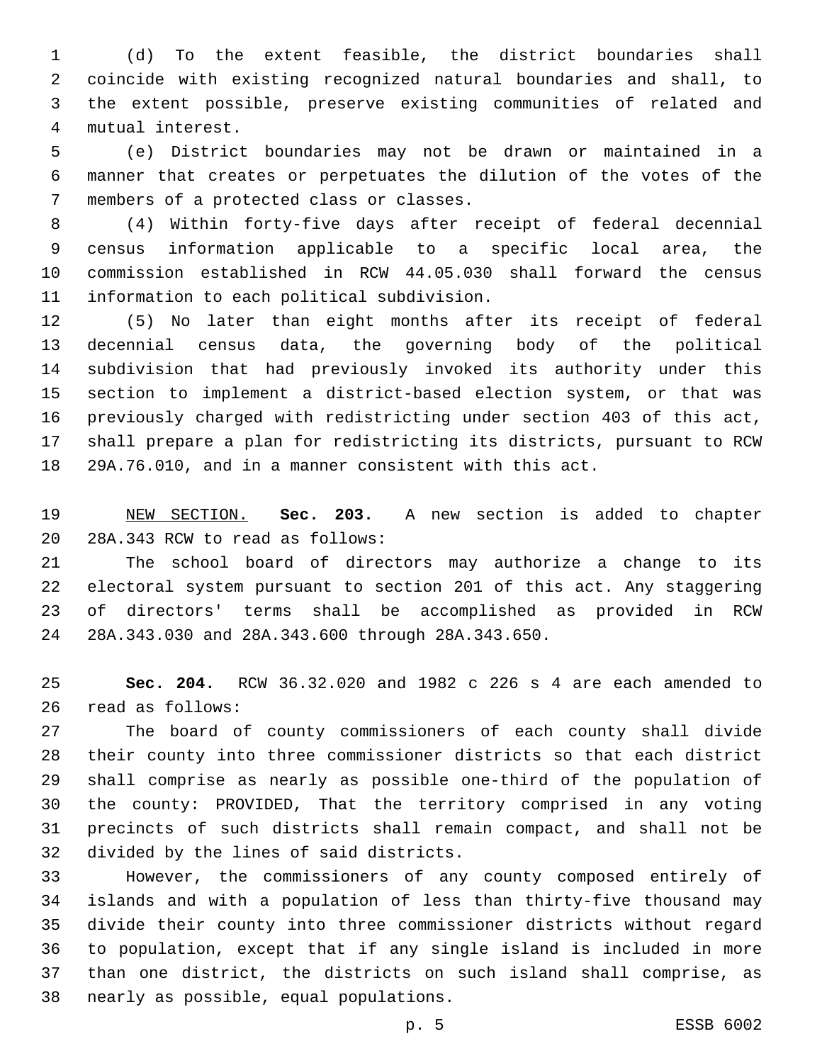(d) To the extent feasible, the district boundaries shall coincide with existing recognized natural boundaries and shall, to the extent possible, preserve existing communities of related and mutual interest.

(e) District boundaries may not be drawn or maintained in a manner that creates or perpetuates the dilution of the votes of the members of a protected class or classes.

(4) Within forty-five days after receipt of federal decennial census information applicable to a specific local area, the commission established in RCW 44.05.030 shall forward the census information to each political subdivision.

(5) No later than eight months after its receipt of federal decennial census data, the governing body of the political subdivision that had previously invoked its authority under this section to implement a district-based election system, or that was previously charged with redistricting under section 403 of this act, shall prepare a plan for redistricting its districts, pursuant to RCW 29A.76.010, and in a manner consistent with this act.

NEW SECTION. **Sec. 203.** A new section is added to chapter 28A.343 RCW to read as follows:

The school board of directors may authorize a change to its electoral system pursuant to section 201 of this act. Any staggering of directors' terms shall be accomplished as provided in RCW 28A.343.030 and 28A.343.600 through 28A.343.650.

**Sec. 204.** RCW 36.32.020 and 1982 c 226 s 4 are each amended to read as follows:

The board of county commissioners of each county shall divide their county into three commissioner districts so that each district shall comprise as nearly as possible one-third of the population of the county: PROVIDED, That the territory comprised in any voting precincts of such districts shall remain compact, and shall not be divided by the lines of said districts.

However, the commissioners of any county composed entirely of islands and with a population of less than thirty-five thousand may divide their county into three commissioner districts without regard to population, except that if any single island is included in more than one district, the districts on such island shall comprise, as nearly as possible, equal populations.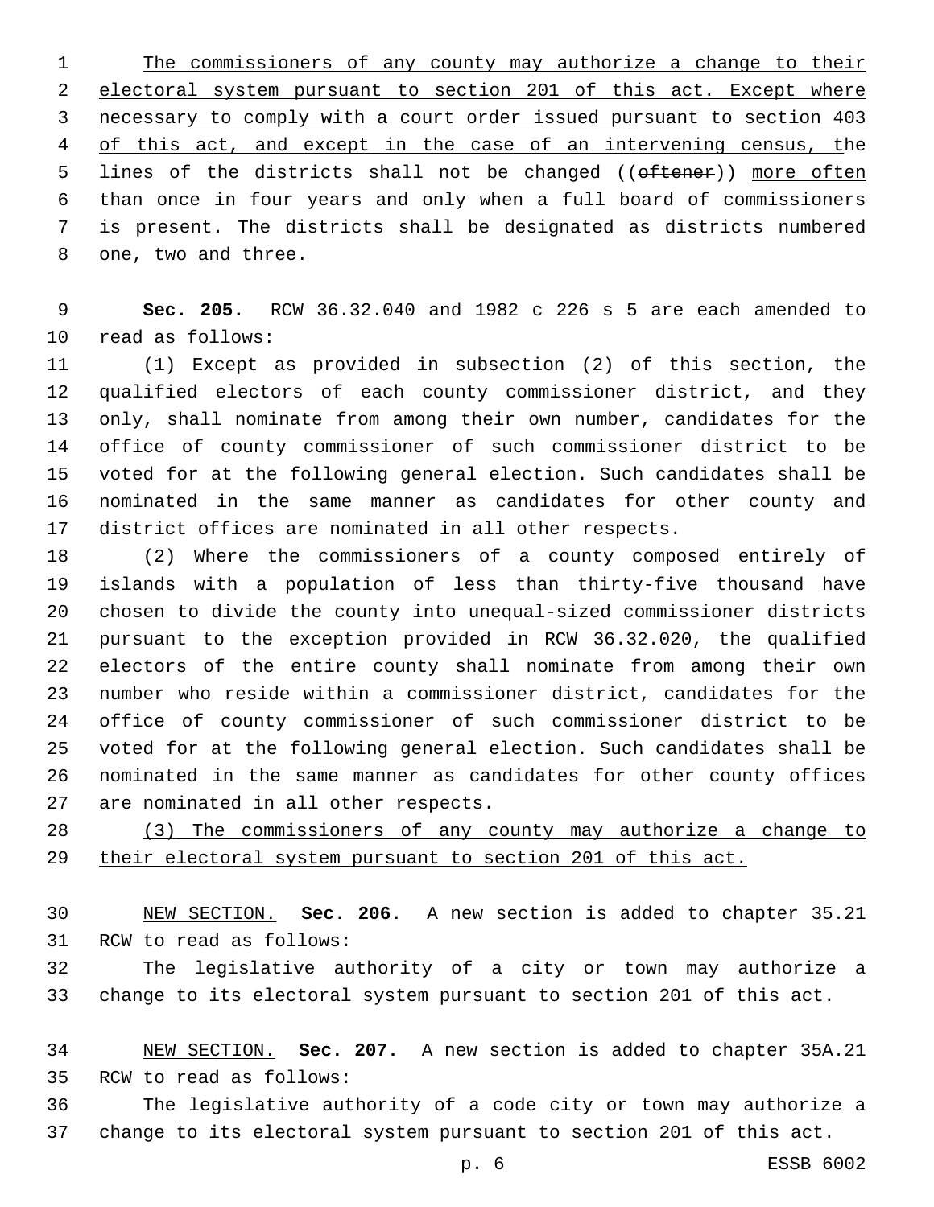The commissioners of any county may authorize a change to their electoral system pursuant to section 201 of this act. Except where necessary to comply with a court order issued pursuant to section 403 of this act, and except in the case of an intervening census, the lines of the districts shall not be changed ((~~oftener~~)) more often than once in four years and only when a full board of commissioners is present. The districts shall be designated as districts numbered one, two and three.

**Sec. 205.** RCW 36.32.040 and 1982 c 226 s 5 are each amended to read as follows:

(1) Except as provided in subsection (2) of this section, the qualified electors of each county commissioner district, and they only, shall nominate from among their own number, candidates for the office of county commissioner of such commissioner district to be voted for at the following general election. Such candidates shall be nominated in the same manner as candidates for other county and district offices are nominated in all other respects.

(2) Where the commissioners of a county composed entirely of islands with a population of less than thirty-five thousand have chosen to divide the county into unequal-sized commissioner districts pursuant to the exception provided in RCW 36.32.020, the qualified electors of the entire county shall nominate from among their own number who reside within a commissioner district, candidates for the office of county commissioner of such commissioner district to be voted for at the following general election. Such candidates shall be nominated in the same manner as candidates for other county offices are nominated in all other respects.

(3) The commissioners of any county may authorize a change to their electoral system pursuant to section 201 of this act.

NEW SECTION. **Sec. 206.** A new section is added to chapter 35.21 RCW to read as follows:

The legislative authority of a city or town may authorize a change to its electoral system pursuant to section 201 of this act.

NEW SECTION. **Sec. 207.** A new section is added to chapter 35A.21 RCW to read as follows:

The legislative authority of a code city or town may authorize a change to its electoral system pursuant to section 201 of this act.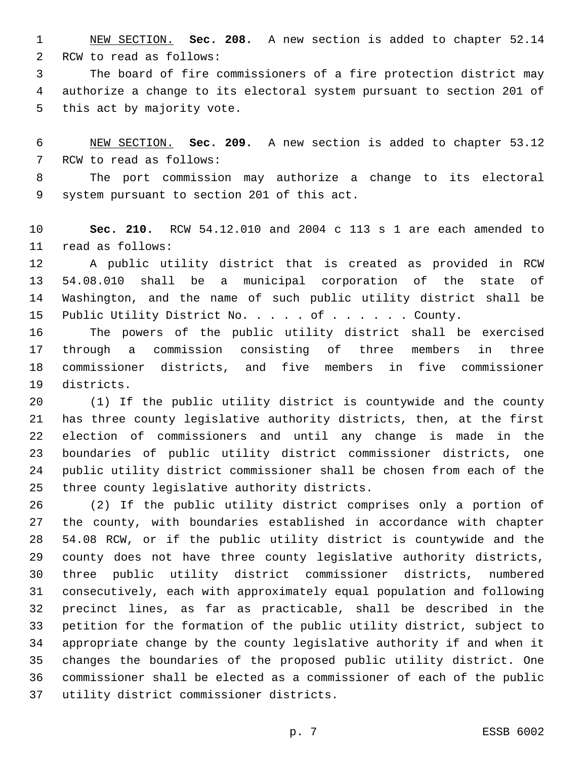NEW SECTION. **Sec. 208.** A new section is added to chapter 52.14 RCW to read as follows:

The board of fire commissioners of a fire protection district may authorize a change to its electoral system pursuant to section 201 of this act by majority vote.

NEW SECTION. **Sec. 209.** A new section is added to chapter 53.12 RCW to read as follows:

The port commission may authorize a change to its electoral system pursuant to section 201 of this act.

**Sec. 210.** RCW 54.12.010 and 2004 c 113 s 1 are each amended to read as follows:

A public utility district that is created as provided in RCW 54.08.010 shall be a municipal corporation of the state of Washington, and the name of such public utility district shall be Public Utility District No. . . . . of . . . . . . County.

The powers of the public utility district shall be exercised through a commission consisting of three members in three commissioner districts, and five members in five commissioner districts.

(1) If the public utility district is countywide and the county has three county legislative authority districts, then, at the first election of commissioners and until any change is made in the boundaries of public utility district commissioner districts, one public utility district commissioner shall be chosen from each of the three county legislative authority districts.

(2) If the public utility district comprises only a portion of the county, with boundaries established in accordance with chapter 54.08 RCW, or if the public utility district is countywide and the county does not have three county legislative authority districts, three public utility district commissioner districts, numbered consecutively, each with approximately equal population and following precinct lines, as far as practicable, shall be described in the petition for the formation of the public utility district, subject to appropriate change by the county legislative authority if and when it changes the boundaries of the proposed public utility district. One commissioner shall be elected as a commissioner of each of the public utility district commissioner districts.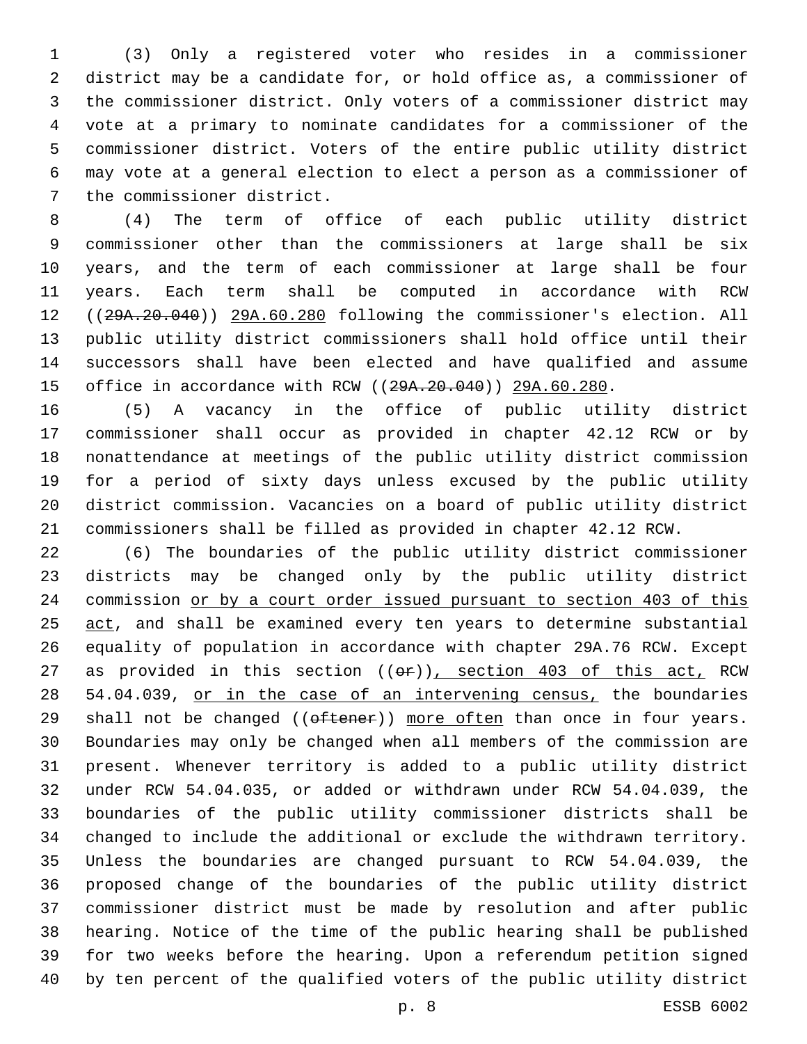(3) Only a registered voter who resides in a commissioner district may be a candidate for, or hold office as, a commissioner of the commissioner district. Only voters of a commissioner district may vote at a primary to nominate candidates for a commissioner of the commissioner district. Voters of the entire public utility district may vote at a general election to elect a person as a commissioner of the commissioner district.

(4) The term of office of each public utility district commissioner other than the commissioners at large shall be six years, and the term of each commissioner at large shall be four years. Each term shall be computed in accordance with RCW ((~~29A.20.040~~)) <u>29A.60.280</u> following the commissioner's election. All public utility district commissioners shall hold office until their successors shall have been elected and have qualified and assume office in accordance with RCW ((~~29A.20.040~~)) <u>29A.60.280</u>.

(5) A vacancy in the office of public utility district commissioner shall occur as provided in chapter 42.12 RCW or by nonattendance at meetings of the public utility district commission for a period of sixty days unless excused by the public utility district commission. Vacancies on a board of public utility district commissioners shall be filled as provided in chapter 42.12 RCW.

(6) The boundaries of the public utility district commissioner districts may be changed only by the public utility district commission <u>or by a court order issued pursuant to section 403 of this act</u>, and shall be examined every ten years to determine substantial equality of population in accordance with chapter 29A.76 RCW. Except as provided in this section ((~~or~~))<u>, section 403 of this act,</u> RCW 54.04.039, <u>or in the case of an intervening census,</u> the boundaries shall not be changed ((~~oftener~~)) <u>more often</u> than once in four years. Boundaries may only be changed when all members of the commission are present. Whenever territory is added to a public utility district under RCW 54.04.035, or added or withdrawn under RCW 54.04.039, the boundaries of the public utility commissioner districts shall be changed to include the additional or exclude the withdrawn territory. Unless the boundaries are changed pursuant to RCW 54.04.039, the proposed change of the boundaries of the public utility district commissioner district must be made by resolution and after public hearing. Notice of the time of the public hearing shall be published for two weeks before the hearing. Upon a referendum petition signed by ten percent of the qualified voters of the public utility district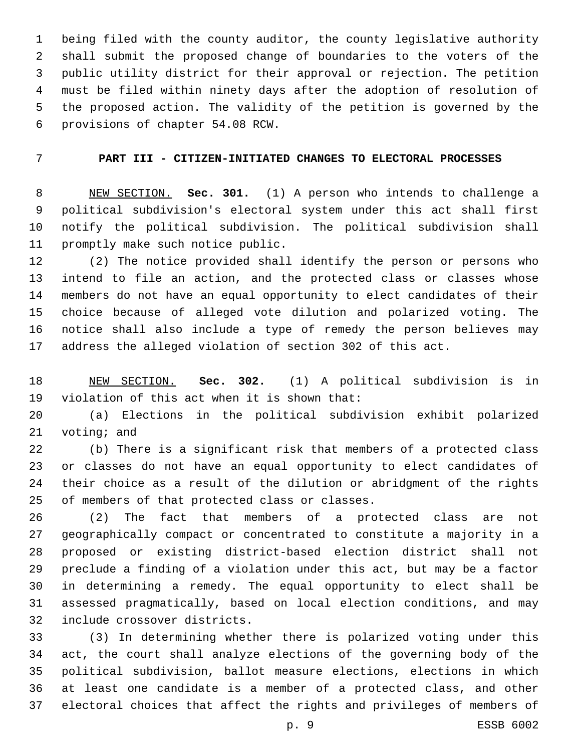being filed with the county auditor, the county legislative authority shall submit the proposed change of boundaries to the voters of the public utility district for their approval or rejection. The petition must be filed within ninety days after the adoption of resolution of the proposed action. The validity of the petition is governed by the provisions of chapter 54.08 RCW.

## PART III - CITIZEN-INITIATED CHANGES TO ELECTORAL PROCESSES

NEW SECTION. **Sec. 301.** (1) A person who intends to challenge a political subdivision's electoral system under this act shall first notify the political subdivision. The political subdivision shall promptly make such notice public.

(2) The notice provided shall identify the person or persons who intend to file an action, and the protected class or classes whose members do not have an equal opportunity to elect candidates of their choice because of alleged vote dilution and polarized voting. The notice shall also include a type of remedy the person believes may address the alleged violation of section 302 of this act.

NEW SECTION. **Sec. 302.** (1) A political subdivision is in violation of this act when it is shown that:

(a) Elections in the political subdivision exhibit polarized voting; and

(b) There is a significant risk that members of a protected class or classes do not have an equal opportunity to elect candidates of their choice as a result of the dilution or abridgment of the rights of members of that protected class or classes.

(2) The fact that members of a protected class are not geographically compact or concentrated to constitute a majority in a proposed or existing district-based election district shall not preclude a finding of a violation under this act, but may be a factor in determining a remedy. The equal opportunity to elect shall be assessed pragmatically, based on local election conditions, and may include crossover districts.

(3) In determining whether there is polarized voting under this act, the court shall analyze elections of the governing body of the political subdivision, ballot measure elections, elections in which at least one candidate is a member of a protected class, and other electoral choices that affect the rights and privileges of members of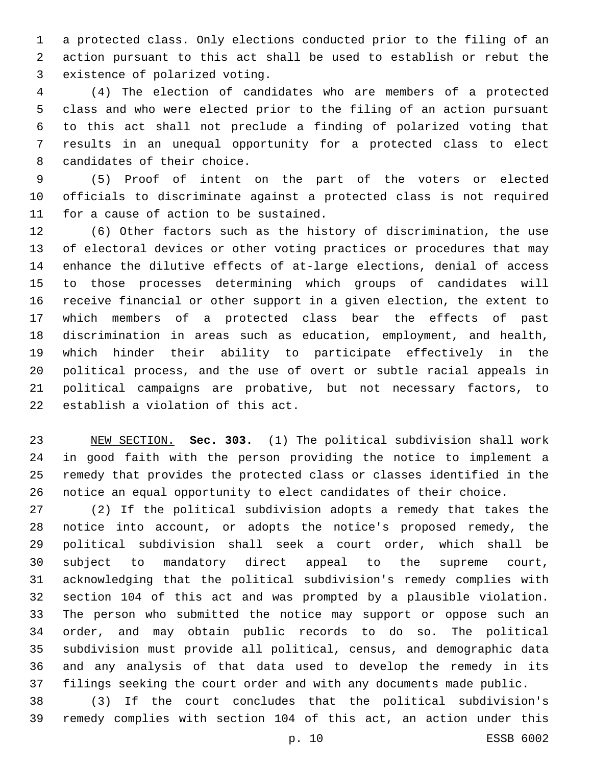a protected class. Only elections conducted prior to the filing of an action pursuant to this act shall be used to establish or rebut the existence of polarized voting.

(4) The election of candidates who are members of a protected class and who were elected prior to the filing of an action pursuant to this act shall not preclude a finding of polarized voting that results in an unequal opportunity for a protected class to elect candidates of their choice.

(5) Proof of intent on the part of the voters or elected officials to discriminate against a protected class is not required for a cause of action to be sustained.

(6) Other factors such as the history of discrimination, the use of electoral devices or other voting practices or procedures that may enhance the dilutive effects of at-large elections, denial of access to those processes determining which groups of candidates will receive financial or other support in a given election, the extent to which members of a protected class bear the effects of past discrimination in areas such as education, employment, and health, which hinder their ability to participate effectively in the political process, and the use of overt or subtle racial appeals in political campaigns are probative, but not necessary factors, to establish a violation of this act.

NEW SECTION. **Sec. 303.** (1) The political subdivision shall work in good faith with the person providing the notice to implement a remedy that provides the protected class or classes identified in the notice an equal opportunity to elect candidates of their choice.

(2) If the political subdivision adopts a remedy that takes the notice into account, or adopts the notice's proposed remedy, the political subdivision shall seek a court order, which shall be subject to mandatory direct appeal to the supreme court, acknowledging that the political subdivision's remedy complies with section 104 of this act and was prompted by a plausible violation. The person who submitted the notice may support or oppose such an order, and may obtain public records to do so. The political subdivision must provide all political, census, and demographic data and any analysis of that data used to develop the remedy in its filings seeking the court order and with any documents made public.

(3) If the court concludes that the political subdivision's remedy complies with section 104 of this act, an action under this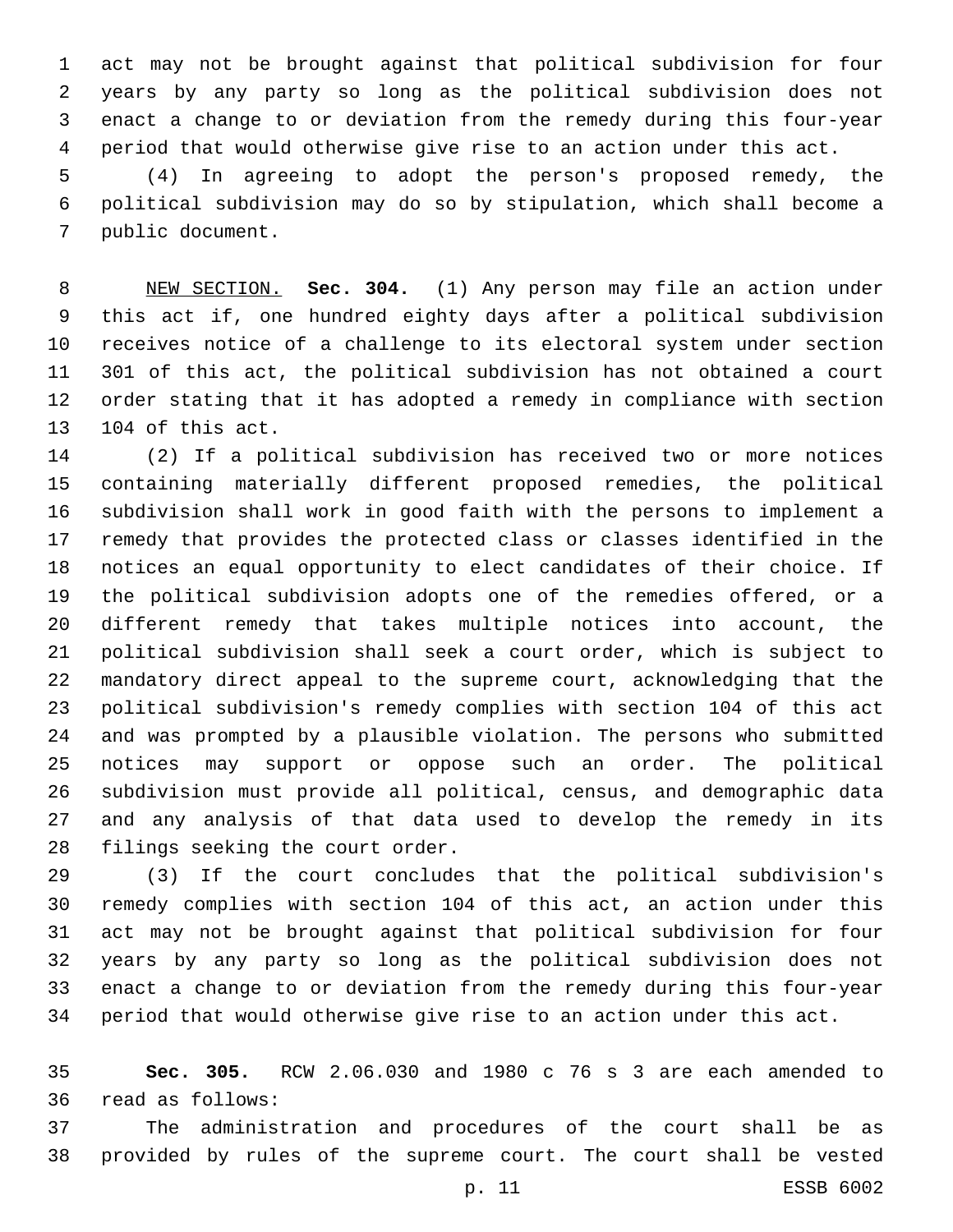act may not be brought against that political subdivision for four years by any party so long as the political subdivision does not enact a change to or deviation from the remedy during this four-year period that would otherwise give rise to an action under this act.

(4) In agreeing to adopt the person's proposed remedy, the political subdivision may do so by stipulation, which shall become a public document.

NEW SECTION. **Sec. 304.** (1) Any person may file an action under this act if, one hundred eighty days after a political subdivision receives notice of a challenge to its electoral system under section 301 of this act, the political subdivision has not obtained a court order stating that it has adopted a remedy in compliance with section 104 of this act.

(2) If a political subdivision has received two or more notices containing materially different proposed remedies, the political subdivision shall work in good faith with the persons to implement a remedy that provides the protected class or classes identified in the notices an equal opportunity to elect candidates of their choice. If the political subdivision adopts one of the remedies offered, or a different remedy that takes multiple notices into account, the political subdivision shall seek a court order, which is subject to mandatory direct appeal to the supreme court, acknowledging that the political subdivision's remedy complies with section 104 of this act and was prompted by a plausible violation. The persons who submitted notices may support or oppose such an order. The political subdivision must provide all political, census, and demographic data and any analysis of that data used to develop the remedy in its filings seeking the court order.

(3) If the court concludes that the political subdivision's remedy complies with section 104 of this act, an action under this act may not be brought against that political subdivision for four years by any party so long as the political subdivision does not enact a change to or deviation from the remedy during this four-year period that would otherwise give rise to an action under this act.

**Sec. 305.** RCW 2.06.030 and 1980 c 76 s 3 are each amended to read as follows:

The administration and procedures of the court shall be as provided by rules of the supreme court. The court shall be vested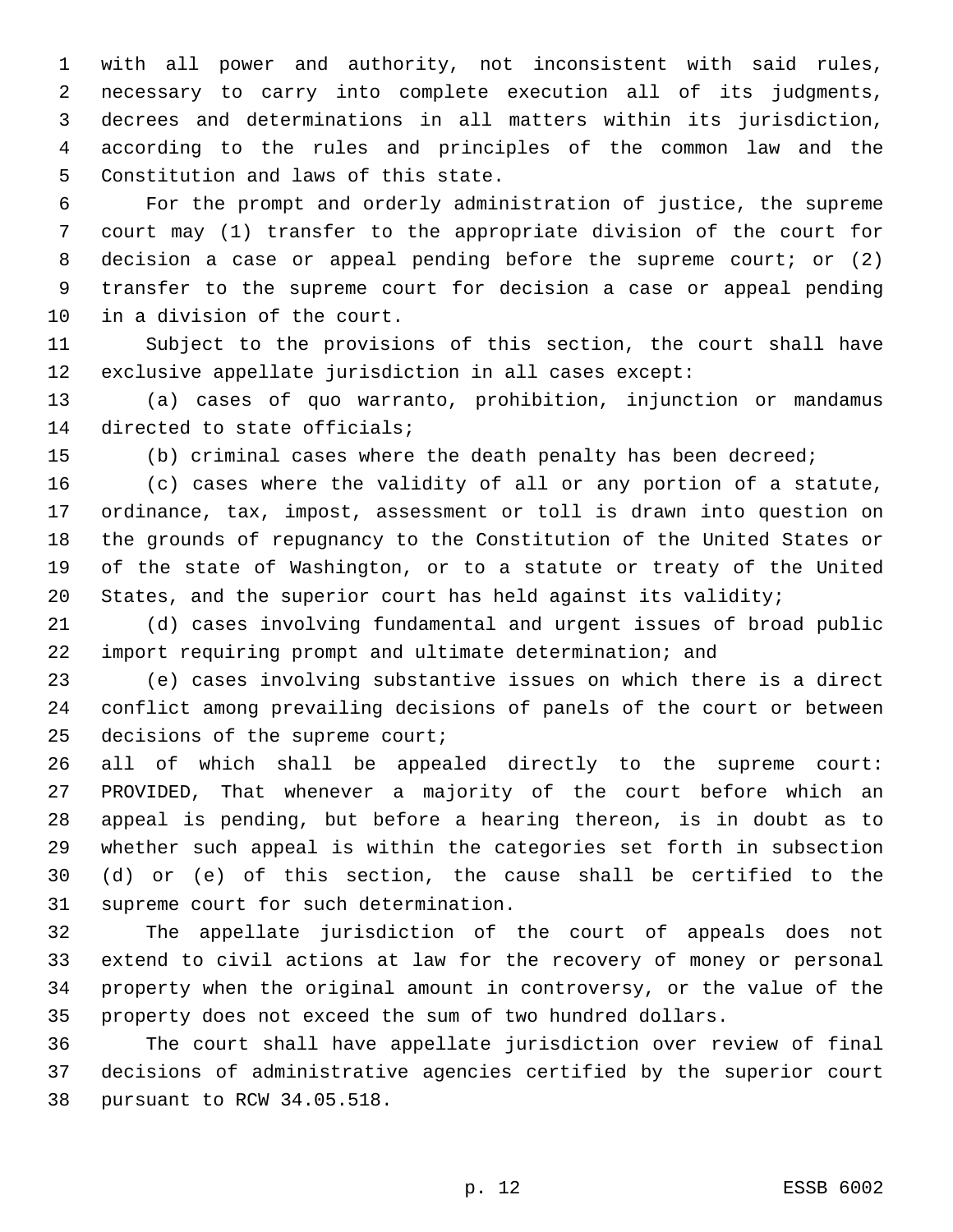with all power and authority, not inconsistent with said rules, necessary to carry into complete execution all of its judgments, decrees and determinations in all matters within its jurisdiction, according to the rules and principles of the common law and the Constitution and laws of this state.

For the prompt and orderly administration of justice, the supreme court may (1) transfer to the appropriate division of the court for decision a case or appeal pending before the supreme court; or (2) transfer to the supreme court for decision a case or appeal pending in a division of the court.

Subject to the provisions of this section, the court shall have exclusive appellate jurisdiction in all cases except:

(a) cases of quo warranto, prohibition, injunction or mandamus directed to state officials;

(b) criminal cases where the death penalty has been decreed;

(c) cases where the validity of all or any portion of a statute, ordinance, tax, impost, assessment or toll is drawn into question on the grounds of repugnancy to the Constitution of the United States or of the state of Washington, or to a statute or treaty of the United States, and the superior court has held against its validity;

(d) cases involving fundamental and urgent issues of broad public import requiring prompt and ultimate determination; and

(e) cases involving substantive issues on which there is a direct conflict among prevailing decisions of panels of the court or between decisions of the supreme court;

all of which shall be appealed directly to the supreme court: PROVIDED, That whenever a majority of the court before which an appeal is pending, but before a hearing thereon, is in doubt as to whether such appeal is within the categories set forth in subsection (d) or (e) of this section, the cause shall be certified to the supreme court for such determination.

The appellate jurisdiction of the court of appeals does not extend to civil actions at law for the recovery of money or personal property when the original amount in controversy, or the value of the property does not exceed the sum of two hundred dollars.

The court shall have appellate jurisdiction over review of final decisions of administrative agencies certified by the superior court pursuant to RCW 34.05.518.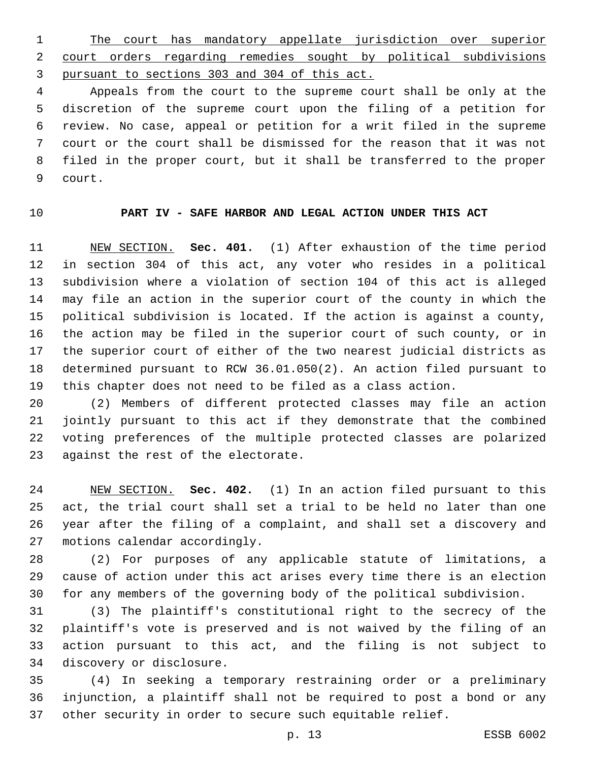<u>The court has mandatory appellate jurisdiction over superior court orders regarding remedies sought by political subdivisions pursuant to sections 303 and 304 of this act.</u>

Appeals from the court to the supreme court shall be only at the discretion of the supreme court upon the filing of a petition for review. No case, appeal or petition for a writ filed in the supreme court or the court shall be dismissed for the reason that it was not filed in the proper court, but it shall be transferred to the proper court.

## PART IV - SAFE HARBOR AND LEGAL ACTION UNDER THIS ACT

<u>NEW SECTION.</u> **Sec. 401.** (1) After exhaustion of the time period in section 304 of this act, any voter who resides in a political subdivision where a violation of section 104 of this act is alleged may file an action in the superior court of the county in which the political subdivision is located. If the action is against a county, the action may be filed in the superior court of such county, or in the superior court of either of the two nearest judicial districts as determined pursuant to RCW 36.01.050(2). An action filed pursuant to this chapter does not need to be filed as a class action.

(2) Members of different protected classes may file an action jointly pursuant to this act if they demonstrate that the combined voting preferences of the multiple protected classes are polarized against the rest of the electorate.

<u>NEW SECTION.</u> **Sec. 402.** (1) In an action filed pursuant to this act, the trial court shall set a trial to be held no later than one year after the filing of a complaint, and shall set a discovery and motions calendar accordingly.

(2) For purposes of any applicable statute of limitations, a cause of action under this act arises every time there is an election for any members of the governing body of the political subdivision.

(3) The plaintiff's constitutional right to the secrecy of the plaintiff's vote is preserved and is not waived by the filing of an action pursuant to this act, and the filing is not subject to discovery or disclosure.

(4) In seeking a temporary restraining order or a preliminary injunction, a plaintiff shall not be required to post a bond or any other security in order to secure such equitable relief.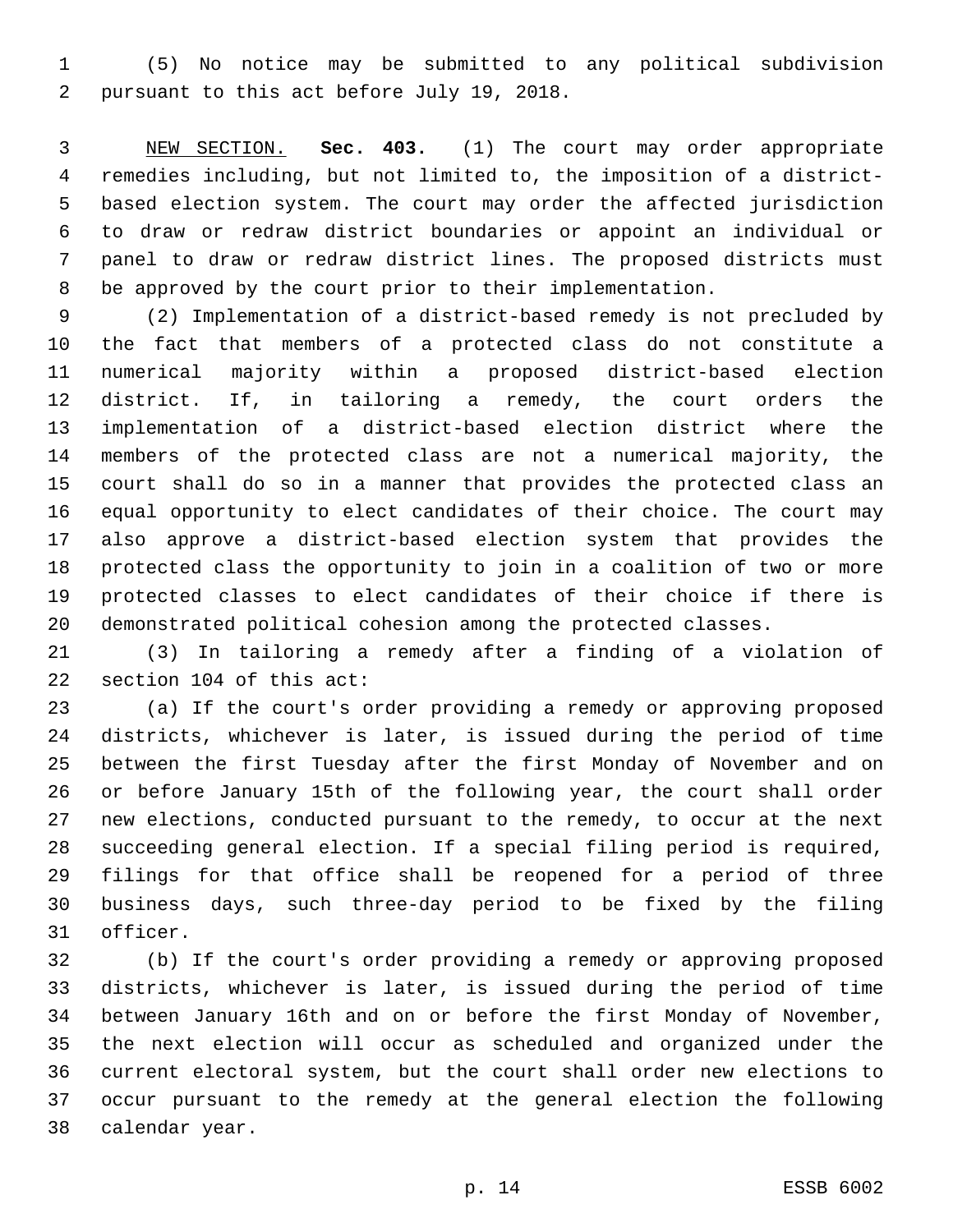(5) No notice may be submitted to any political subdivision pursuant to this act before July 19, 2018.

NEW SECTION. **Sec. 403.** (1) The court may order appropriate remedies including, but not limited to, the imposition of a district-based election system. The court may order the affected jurisdiction to draw or redraw district boundaries or appoint an individual or panel to draw or redraw district lines. The proposed districts must be approved by the court prior to their implementation.

(2) Implementation of a district-based remedy is not precluded by the fact that members of a protected class do not constitute a numerical majority within a proposed district-based election district. If, in tailoring a remedy, the court orders the implementation of a district-based election district where the members of the protected class are not a numerical majority, the court shall do so in a manner that provides the protected class an equal opportunity to elect candidates of their choice. The court may also approve a district-based election system that provides the protected class the opportunity to join in a coalition of two or more protected classes to elect candidates of their choice if there is demonstrated political cohesion among the protected classes.

(3) In tailoring a remedy after a finding of a violation of section 104 of this act:

(a) If the court's order providing a remedy or approving proposed districts, whichever is later, is issued during the period of time between the first Tuesday after the first Monday of November and on or before January 15th of the following year, the court shall order new elections, conducted pursuant to the remedy, to occur at the next succeeding general election. If a special filing period is required, filings for that office shall be reopened for a period of three business days, such three-day period to be fixed by the filing officer.

(b) If the court's order providing a remedy or approving proposed districts, whichever is later, is issued during the period of time between January 16th and on or before the first Monday of November, the next election will occur as scheduled and organized under the current electoral system, but the court shall order new elections to occur pursuant to the remedy at the general election the following calendar year.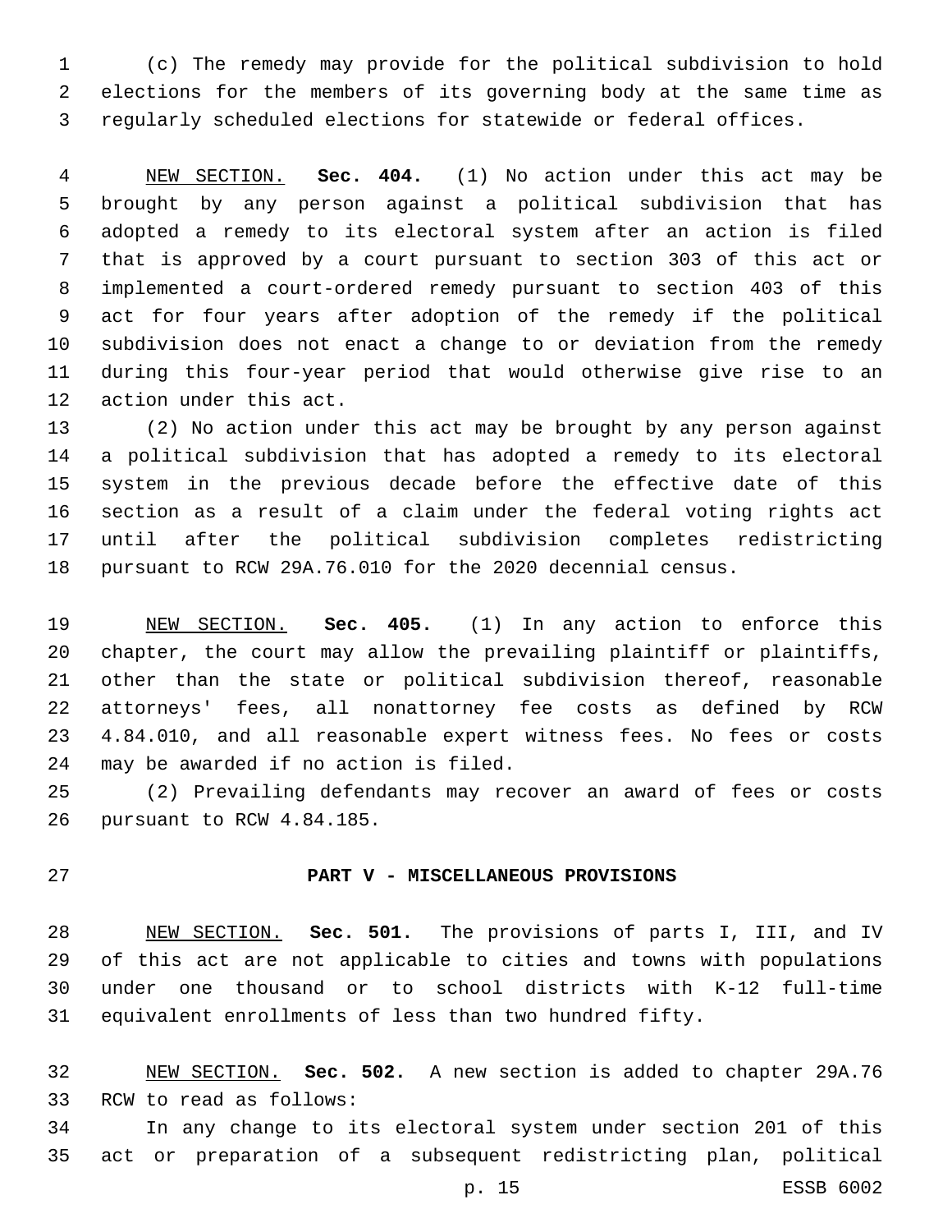(c) The remedy may provide for the political subdivision to hold elections for the members of its governing body at the same time as regularly scheduled elections for statewide or federal offices.

NEW SECTION. **Sec. 404.** (1) No action under this act may be brought by any person against a political subdivision that has adopted a remedy to its electoral system after an action is filed that is approved by a court pursuant to section 303 of this act or implemented a court-ordered remedy pursuant to section 403 of this act for four years after adoption of the remedy if the political subdivision does not enact a change to or deviation from the remedy during this four-year period that would otherwise give rise to an action under this act.

(2) No action under this act may be brought by any person against a political subdivision that has adopted a remedy to its electoral system in the previous decade before the effective date of this section as a result of a claim under the federal voting rights act until after the political subdivision completes redistricting pursuant to RCW 29A.76.010 for the 2020 decennial census.

NEW SECTION. **Sec. 405.** (1) In any action to enforce this chapter, the court may allow the prevailing plaintiff or plaintiffs, other than the state or political subdivision thereof, reasonable attorneys' fees, all nonattorney fee costs as defined by RCW 4.84.010, and all reasonable expert witness fees. No fees or costs may be awarded if no action is filed.

(2) Prevailing defendants may recover an award of fees or costs pursuant to RCW 4.84.185.

## PART V - MISCELLANEOUS PROVISIONS

NEW SECTION. **Sec. 501.** The provisions of parts I, III, and IV of this act are not applicable to cities and towns with populations under one thousand or to school districts with K-12 full-time equivalent enrollments of less than two hundred fifty.

NEW SECTION. **Sec. 502.** A new section is added to chapter 29A.76 RCW to read as follows:

In any change to its electoral system under section 201 of this act or preparation of a subsequent redistricting plan, political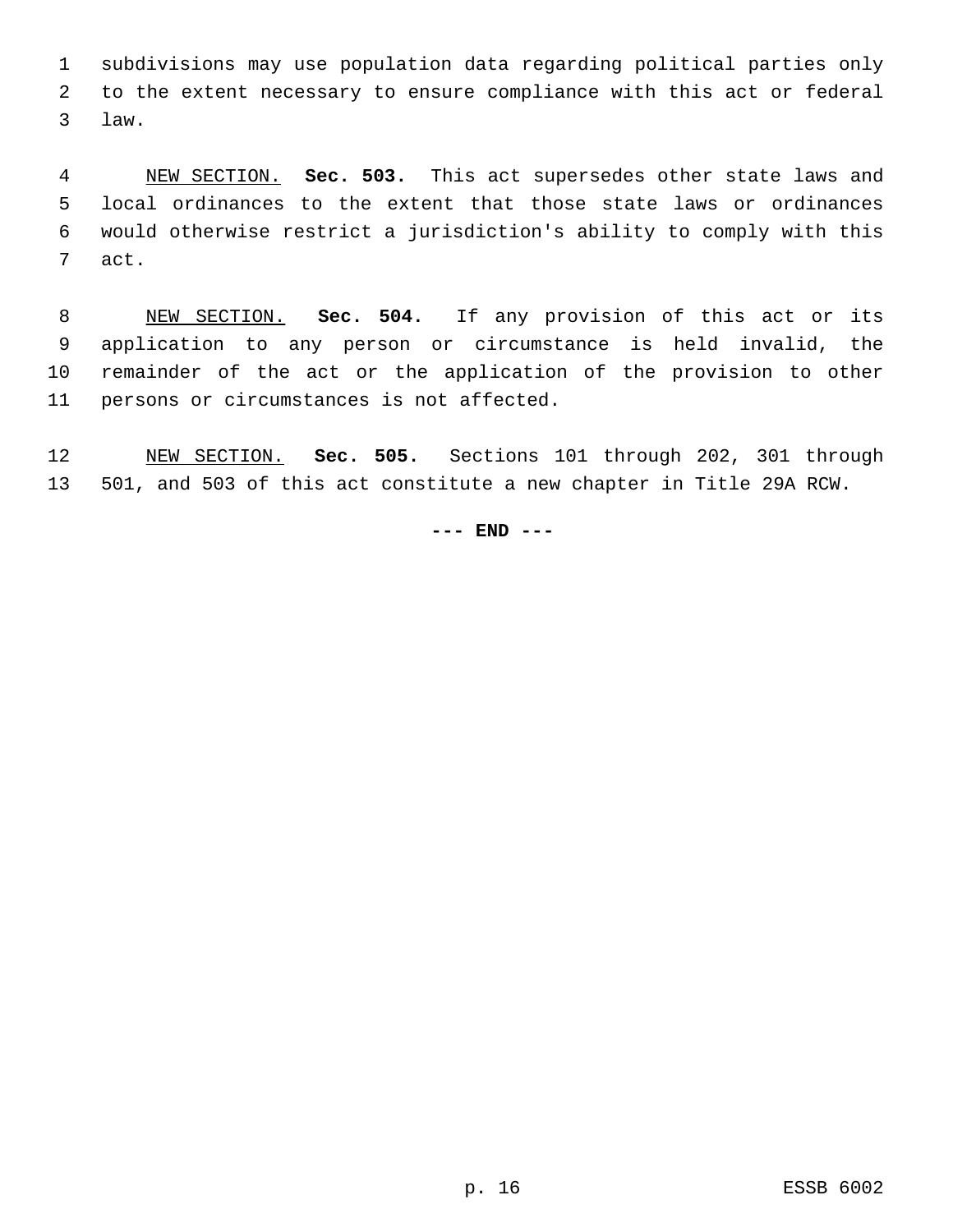subdivisions may use population data regarding political parties only to the extent necessary to ensure compliance with this act or federal law.

NEW SECTION. **Sec. 503.** This act supersedes other state laws and local ordinances to the extent that those state laws or ordinances would otherwise restrict a jurisdiction's ability to comply with this act.

NEW SECTION. **Sec. 504.** If any provision of this act or its application to any person or circumstance is held invalid, the remainder of the act or the application of the provision to other persons or circumstances is not affected.

NEW SECTION. **Sec. 505.** Sections 101 through 202, 301 through 501, and 503 of this act constitute a new chapter in Title 29A RCW.

**--- END ---**